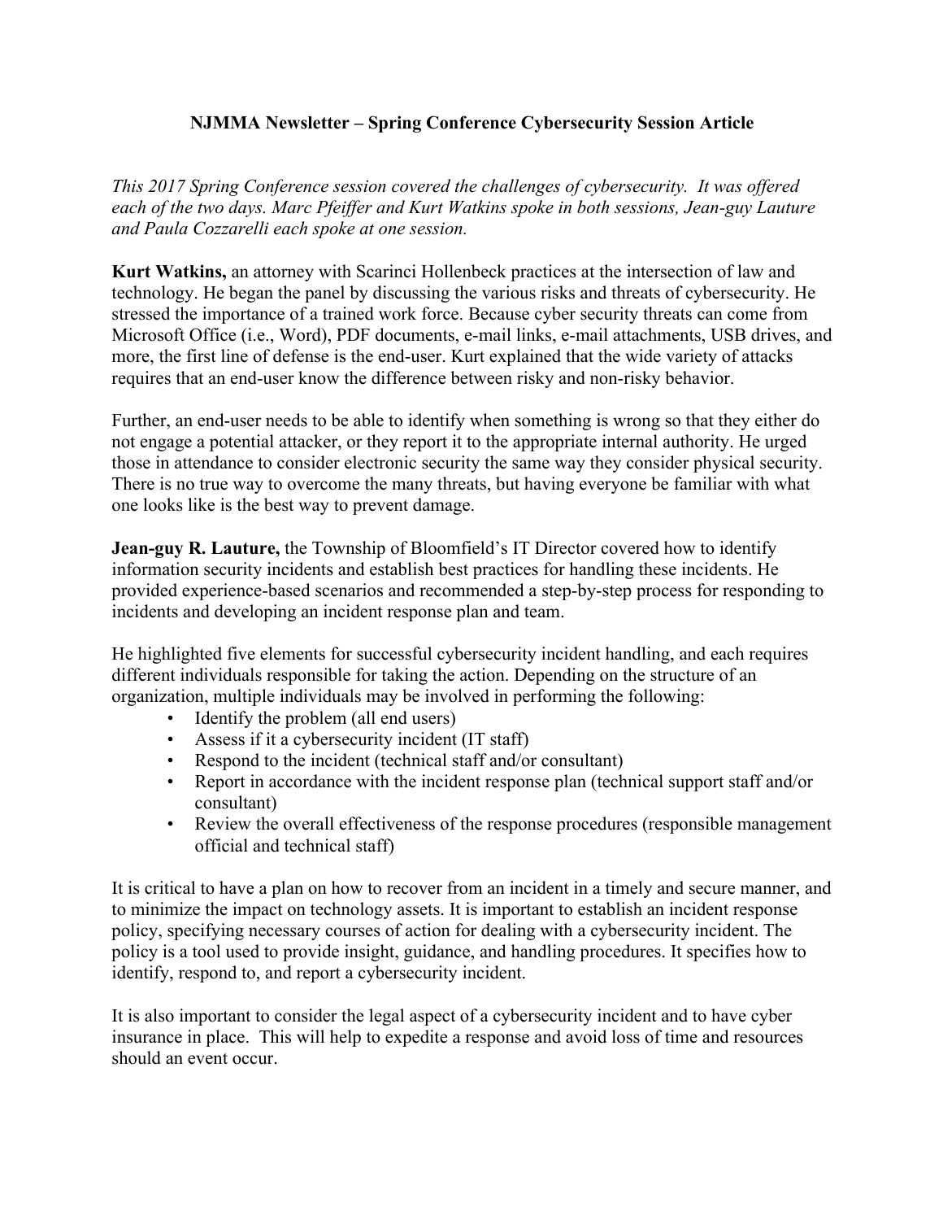# NJMMA Newsletter – Spring Conference Cybersecurity Session Article

*This 2017 Spring Conference session covered the challenges of cybersecurity. It was offered each of the two days. Marc Pfeiffer and Kurt Watkins spoke in both sessions, Jean-guy Lauture and Paula Cozzarelli each spoke at one session.*

**Kurt Watkins,** an attorney with Scarinci Hollenbeck practices at the intersection of law and technology. He began the panel by discussing the various risks and threats of cybersecurity. He stressed the importance of a trained work force. Because cyber security threats can come from Microsoft Office (i.e., Word), PDF documents, e-mail links, e-mail attachments, USB drives, and more, the first line of defense is the end-user. Kurt explained that the wide variety of attacks requires that an end-user know the difference between risky and non-risky behavior.

Further, an end-user needs to be able to identify when something is wrong so that they either do not engage a potential attacker, or they report it to the appropriate internal authority. He urged those in attendance to consider electronic security the same way they consider physical security. There is no true way to overcome the many threats, but having everyone be familiar with what one looks like is the best way to prevent damage.

**Jean-guy R. Lauture,** the Township of Bloomfield's IT Director covered how to identify information security incidents and establish best practices for handling these incidents. He provided experience-based scenarios and recommended a step-by-step process for responding to incidents and developing an incident response plan and team.

He highlighted five elements for successful cybersecurity incident handling, and each requires different individuals responsible for taking the action. Depending on the structure of an organization, multiple individuals may be involved in performing the following:

- Identify the problem (all end users)
- Assess if it a cybersecurity incident (IT staff)
- Respond to the incident (technical staff and/or consultant)
- Report in accordance with the incident response plan (technical support staff and/or consultant)
- Review the overall effectiveness of the response procedures (responsible management official and technical staff)

It is critical to have a plan on how to recover from an incident in a timely and secure manner, and to minimize the impact on technology assets. It is important to establish an incident response policy, specifying necessary courses of action for dealing with a cybersecurity incident. The policy is a tool used to provide insight, guidance, and handling procedures. It specifies how to identify, respond to, and report a cybersecurity incident.

It is also important to consider the legal aspect of a cybersecurity incident and to have cyber insurance in place. This will help to expedite a response and avoid loss of time and resources should an event occur.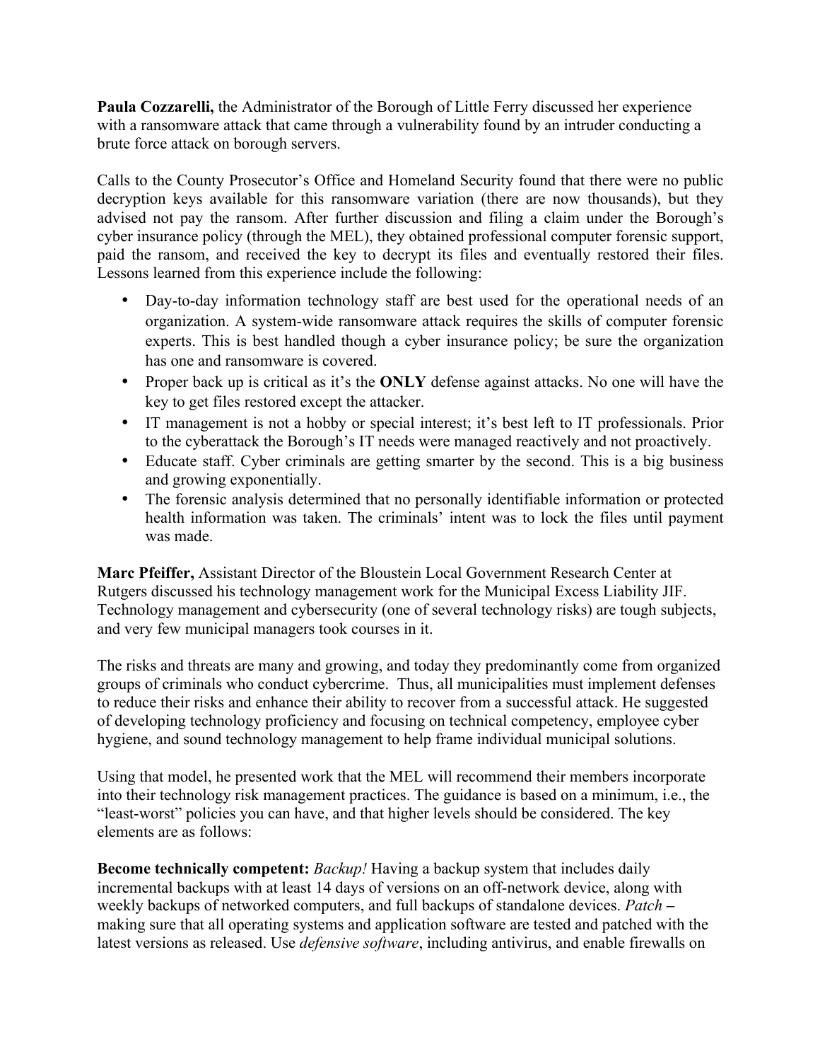**Paula Cozzarelli,** the Administrator of the Borough of Little Ferry discussed her experience with a ransomware attack that came through a vulnerability found by an intruder conducting a brute force attack on borough servers.

Calls to the County Prosecutor's Office and Homeland Security found that there were no public decryption keys available for this ransomware variation (there are now thousands), but they advised not pay the ransom. After further discussion and filing a claim under the Borough's cyber insurance policy (through the MEL), they obtained professional computer forensic support, paid the ransom, and received the key to decrypt its files and eventually restored their files. Lessons learned from this experience include the following:

- Day-to-day information technology staff are best used for the operational needs of an organization. A system-wide ransomware attack requires the skills of computer forensic experts. This is best handled though a cyber insurance policy; be sure the organization has one and ransomware is covered.
- Proper back up is critical as it's the **ONLY** defense against attacks. No one will have the key to get files restored except the attacker.
- IT management is not a hobby or special interest; it's best left to IT professionals. Prior to the cyberattack the Borough's IT needs were managed reactively and not proactively.
- Educate staff. Cyber criminals are getting smarter by the second. This is a big business and growing exponentially.
- The forensic analysis determined that no personally identifiable information or protected health information was taken. The criminals' intent was to lock the files until payment was made.

**Marc Pfeiffer,** Assistant Director of the Bloustein Local Government Research Center at Rutgers discussed his technology management work for the Municipal Excess Liability JIF. Technology management and cybersecurity (one of several technology risks) are tough subjects, and very few municipal managers took courses in it.

The risks and threats are many and growing, and today they predominantly come from organized groups of criminals who conduct cybercrime. Thus, all municipalities must implement defenses to reduce their risks and enhance their ability to recover from a successful attack. He suggested of developing technology proficiency and focusing on technical competency, employee cyber hygiene, and sound technology management to help frame individual municipal solutions.

Using that model, he presented work that the MEL will recommend their members incorporate into their technology risk management practices. The guidance is based on a minimum, i.e., the "least-worst" policies you can have, and that higher levels should be considered. The key elements are as follows:

**Become technically competent:** *Backup!* Having a backup system that includes daily incremental backups with at least 14 days of versions on an off-network device, along with weekly backups of networked computers, and full backups of standalone devices. *Patch* – making sure that all operating systems and application software are tested and patched with the latest versions as released. Use *defensive software*, including antivirus, and enable firewalls on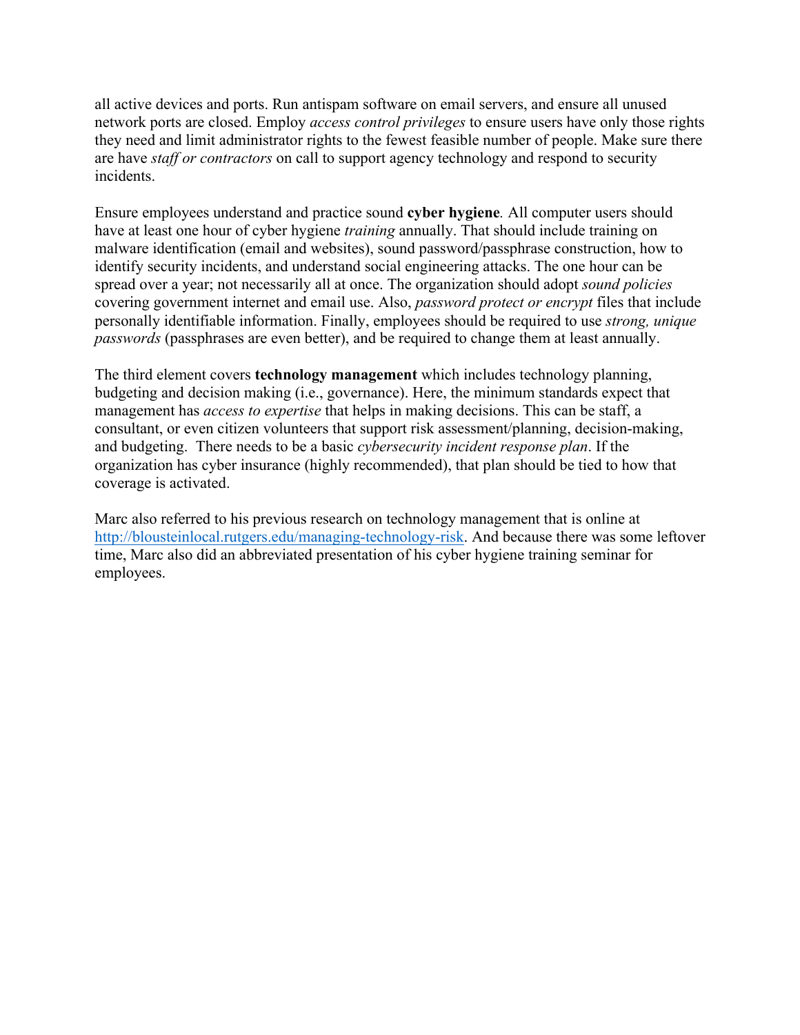all active devices and ports. Run antispam software on email servers, and ensure all unused network ports are closed. Employ *access control privileges* to ensure users have only those rights they need and limit administrator rights to the fewest feasible number of people. Make sure there are have *staff or contractors* on call to support agency technology and respond to security incidents.

Ensure employees understand and practice sound **cyber hygiene**. All computer users should have at least one hour of cyber hygiene *training* annually. That should include training on malware identification (email and websites), sound password/passphrase construction, how to identify security incidents, and understand social engineering attacks. The one hour can be spread over a year; not necessarily all at once. The organization should adopt *sound policies* covering government internet and email use. Also, *password protect or encrypt* files that include personally identifiable information. Finally, employees should be required to use *strong, unique passwords* (passphrases are even better), and be required to change them at least annually.

The third element covers **technology management** which includes technology planning, budgeting and decision making (i.e., governance). Here, the minimum standards expect that management has *access to expertise* that helps in making decisions. This can be staff, a consultant, or even citizen volunteers that support risk assessment/planning, decision-making, and budgeting. There needs to be a basic *cybersecurity incident response plan*. If the organization has cyber insurance (highly recommended), that plan should be tied to how that coverage is activated.

Marc also referred to his previous research on technology management that is online at [http://blousteinlocal.rutgers.edu/managing-technology-risk](http://blousteinlocal.rutgers.edu/managing-technology-risk). And because there was some leftover time, Marc also did an abbreviated presentation of his cyber hygiene training seminar for employees.